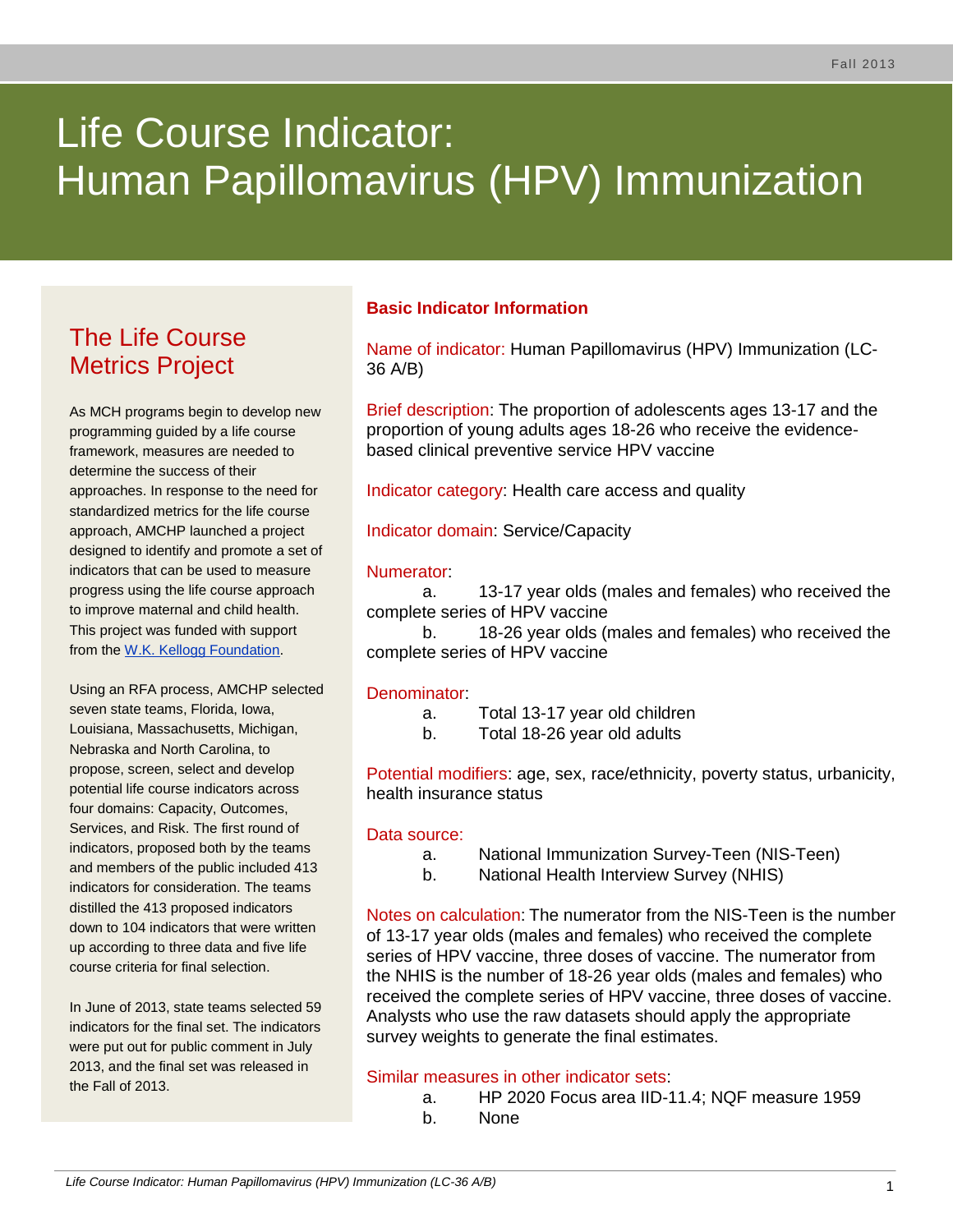# Life Course Indicator: Human Papillomavirus (HPV) Immunization

## The Life Course Metrics Project

As MCH programs begin to develop new programming guided by a life course framework, measures are needed to determine the success of their approaches. In response to the need for standardized metrics for the life course approach, AMCHP launched a project designed to identify and promote a set of indicators that can be used to measure progress using the life course approach to improve maternal and child health. This project was funded with support from the W.K. Kellogg Foundation.

Using an RFA process, AMCHP selected seven state teams, Florida, Iowa, Louisiana, Massachusetts, Michigan, Nebraska and North Carolina, to propose, screen, select and develop potential life course indicators across four domains: Capacity, Outcomes, Services, and Risk. The first round of indicators, proposed both by the teams and members of the public included 413 indicators for consideration. The teams distilled the 413 proposed indicators down to 104 indicators that were written up according to three data and five life course criteria for final selection.

In June of 2013, state teams selected 59 indicators for the final set. The indicators were put out for public comment in July 2013, and the final set was released in the Fall of 2013.

## Basic Indicator Information

Name of indicator: Human Papillomavirus (HPV) Immunization (LC-36 A/B)

Brief description: The proportion of adolescents ages 13-17 and the proportion of young adults ages 18-26 who receive the evidence-based clinical preventive service HPV vaccine

Indicator category: Health care access and quality

Indicator domain: Service/Capacity

Numerator:

a. 13-17 year olds (males and females) who received the complete series of HPV vaccine
b. 18-26 year olds (males and females) who received the complete series of HPV vaccine

Denominator:

a. Total 13-17 year old children
b. Total 18-26 year old adults

Potential modifiers: age, sex, race/ethnicity, poverty status, urbanicity, health insurance status

Data source:

a. National Immunization Survey-Teen (NIS-Teen)
b. National Health Interview Survey (NHIS)

Notes on calculation: The numerator from the NIS-Teen is the number of 13-17 year olds (males and females) who received the complete series of HPV vaccine, three doses of vaccine. The numerator from the NHIS is the number of 18-26 year olds (males and females) who received the complete series of HPV vaccine, three doses of vaccine. Analysts who use the raw datasets should apply the appropriate survey weights to generate the final estimates.

Similar measures in other indicator sets:

a. HP 2020 Focus area IID-11.4; NQF measure 1959
b. None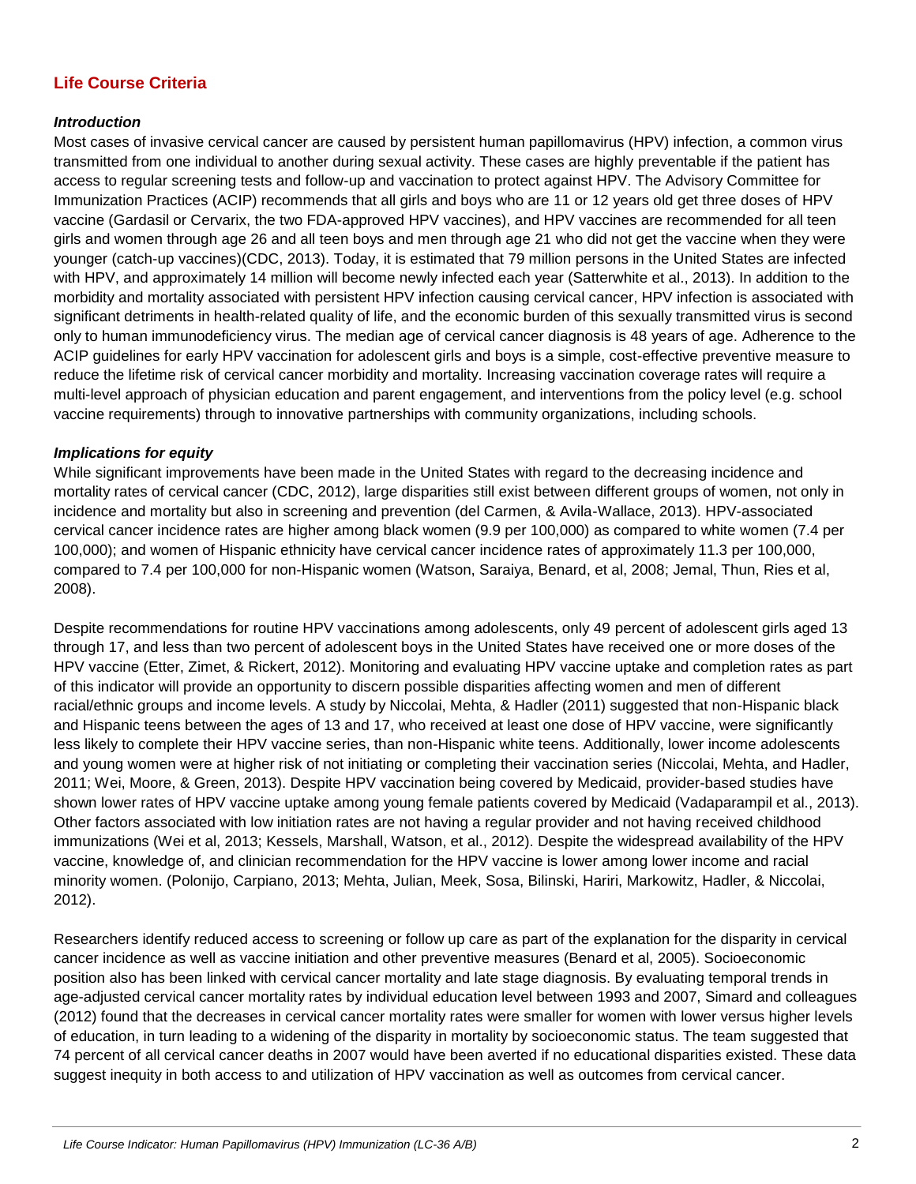## Life Course Criteria

### *Introduction*

Most cases of invasive cervical cancer are caused by persistent human papillomavirus (HPV) infection, a common virus transmitted from one individual to another during sexual activity. These cases are highly preventable if the patient has access to regular screening tests and follow-up and vaccination to protect against HPV. The Advisory Committee for Immunization Practices (ACIP) recommends that all girls and boys who are 11 or 12 years old get three doses of HPV vaccine (Gardasil or Cervarix, the two FDA-approved HPV vaccines), and HPV vaccines are recommended for all teen girls and women through age 26 and all teen boys and men through age 21 who did not get the vaccine when they were younger (catch-up vaccines)(CDC, 2013). Today, it is estimated that 79 million persons in the United States are infected with HPV, and approximately 14 million will become newly infected each year (Satterwhite et al., 2013). In addition to the morbidity and mortality associated with persistent HPV infection causing cervical cancer, HPV infection is associated with significant detriments in health-related quality of life, and the economic burden of this sexually transmitted virus is second only to human immunodeficiency virus. The median age of cervical cancer diagnosis is 48 years of age. Adherence to the ACIP guidelines for early HPV vaccination for adolescent girls and boys is a simple, cost-effective preventive measure to reduce the lifetime risk of cervical cancer morbidity and mortality. Increasing vaccination coverage rates will require a multi-level approach of physician education and parent engagement, and interventions from the policy level (e.g. school vaccine requirements) through to innovative partnerships with community organizations, including schools.

### *Implications for equity*

While significant improvements have been made in the United States with regard to the decreasing incidence and mortality rates of cervical cancer (CDC, 2012), large disparities still exist between different groups of women, not only in incidence and mortality but also in screening and prevention (del Carmen, & Avila-Wallace, 2013). HPV-associated cervical cancer incidence rates are higher among black women (9.9 per 100,000) as compared to white women (7.4 per 100,000); and women of Hispanic ethnicity have cervical cancer incidence rates of approximately 11.3 per 100,000, compared to 7.4 per 100,000 for non-Hispanic women (Watson, Saraiya, Benard, et al, 2008; Jemal, Thun, Ries et al, 2008).

Despite recommendations for routine HPV vaccinations among adolescents, only 49 percent of adolescent girls aged 13 through 17, and less than two percent of adolescent boys in the United States have received one or more doses of the HPV vaccine (Etter, Zimet, & Rickert, 2012). Monitoring and evaluating HPV vaccine uptake and completion rates as part of this indicator will provide an opportunity to discern possible disparities affecting women and men of different racial/ethnic groups and income levels. A study by Niccolai, Mehta, & Hadler (2011) suggested that non-Hispanic black and Hispanic teens between the ages of 13 and 17, who received at least one dose of HPV vaccine, were significantly less likely to complete their HPV vaccine series, than non-Hispanic white teens. Additionally, lower income adolescents and young women were at higher risk of not initiating or completing their vaccination series (Niccolai, Mehta, and Hadler, 2011; Wei, Moore, & Green, 2013). Despite HPV vaccination being covered by Medicaid, provider-based studies have shown lower rates of HPV vaccine uptake among young female patients covered by Medicaid (Vadaparampil et al., 2013). Other factors associated with low initiation rates are not having a regular provider and not having received childhood immunizations (Wei et al, 2013; Kessels, Marshall, Watson, et al., 2012). Despite the widespread availability of the HPV vaccine, knowledge of, and clinician recommendation for the HPV vaccine is lower among lower income and racial minority women. (Polonijo, Carpiano, 2013; Mehta, Julian, Meek, Sosa, Bilinski, Hariri, Markowitz, Hadler, & Niccolai, 2012).

Researchers identify reduced access to screening or follow up care as part of the explanation for the disparity in cervical cancer incidence as well as vaccine initiation and other preventive measures (Benard et al, 2005). Socioeconomic position also has been linked with cervical cancer mortality and late stage diagnosis. By evaluating temporal trends in age-adjusted cervical cancer mortality rates by individual education level between 1993 and 2007, Simard and colleagues (2012) found that the decreases in cervical cancer mortality rates were smaller for women with lower versus higher levels of education, in turn leading to a widening of the disparity in mortality by socioeconomic status. The team suggested that 74 percent of all cervical cancer deaths in 2007 would have been averted if no educational disparities existed. These data suggest inequity in both access to and utilization of HPV vaccination as well as outcomes from cervical cancer.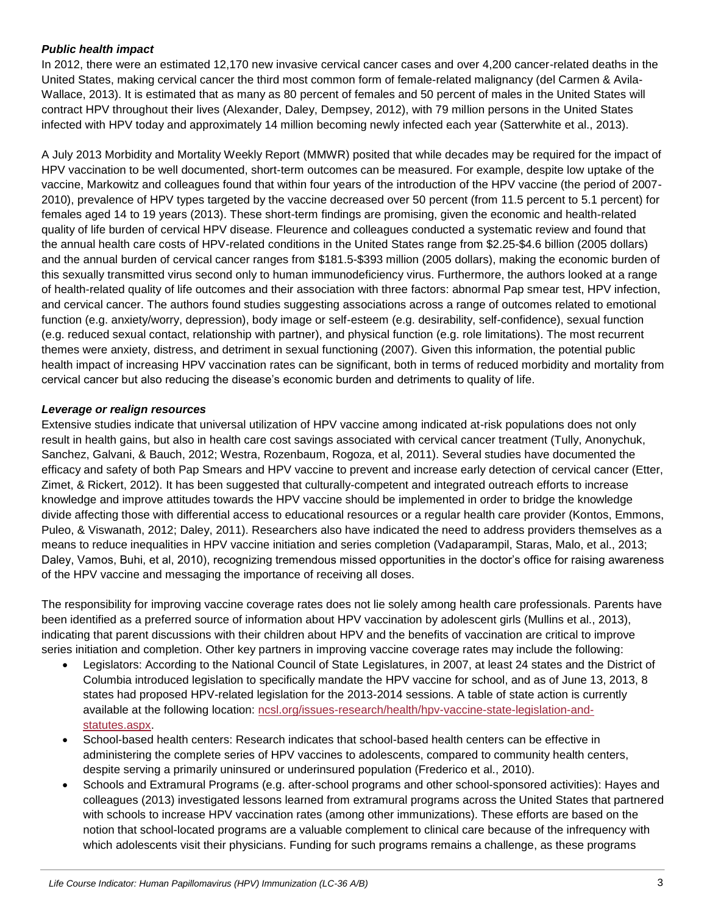***Public health impact***

In 2012, there were an estimated 12,170 new invasive cervical cancer cases and over 4,200 cancer-related deaths in the United States, making cervical cancer the third most common form of female-related malignancy (del Carmen & Avila-Wallace, 2013). It is estimated that as many as 80 percent of females and 50 percent of males in the United States will contract HPV throughout their lives (Alexander, Daley, Dempsey, 2012), with 79 million persons in the United States infected with HPV today and approximately 14 million becoming newly infected each year (Satterwhite et al., 2013).

A July 2013 Morbidity and Mortality Weekly Report (MMWR) posited that while decades may be required for the impact of HPV vaccination to be well documented, short-term outcomes can be measured. For example, despite low uptake of the vaccine, Markowitz and colleagues found that within four years of the introduction of the HPV vaccine (the period of 2007-2010), prevalence of HPV types targeted by the vaccine decreased over 50 percent (from 11.5 percent to 5.1 percent) for females aged 14 to 19 years (2013). These short-term findings are promising, given the economic and health-related quality of life burden of cervical HPV disease. Fleurence and colleagues conducted a systematic review and found that the annual health care costs of HPV-related conditions in the United States range from $2.25-$4.6 billion (2005 dollars) and the annual burden of cervical cancer ranges from $181.5-$393 million (2005 dollars), making the economic burden of this sexually transmitted virus second only to human immunodeficiency virus. Furthermore, the authors looked at a range of health-related quality of life outcomes and their association with three factors: abnormal Pap smear test, HPV infection, and cervical cancer. The authors found studies suggesting associations across a range of outcomes related to emotional function (e.g. anxiety/worry, depression), body image or self-esteem (e.g. desirability, self-confidence), sexual function (e.g. reduced sexual contact, relationship with partner), and physical function (e.g. role limitations). The most recurrent themes were anxiety, distress, and detriment in sexual functioning (2007). Given this information, the potential public health impact of increasing HPV vaccination rates can be significant, both in terms of reduced morbidity and mortality from cervical cancer but also reducing the disease's economic burden and detriments to quality of life.

***Leverage or realign resources***

Extensive studies indicate that universal utilization of HPV vaccine among indicated at-risk populations does not only result in health gains, but also in health care cost savings associated with cervical cancer treatment (Tully, Anonychuk, Sanchez, Galvani, & Bauch, 2012; Westra, Rozenbaum, Rogoza, et al, 2011). Several studies have documented the efficacy and safety of both Pap Smears and HPV vaccine to prevent and increase early detection of cervical cancer (Etter, Zimet, & Rickert, 2012). It has been suggested that culturally-competent and integrated outreach efforts to increase knowledge and improve attitudes towards the HPV vaccine should be implemented in order to bridge the knowledge divide affecting those with differential access to educational resources or a regular health care provider (Kontos, Emmons, Puleo, & Viswanath, 2012; Daley, 2011). Researchers also have indicated the need to address providers themselves as a means to reduce inequalities in HPV vaccine initiation and series completion (Vadaparampil, Staras, Malo, et al., 2013; Daley, Vamos, Buhi, et al, 2010), recognizing tremendous missed opportunities in the doctor's office for raising awareness of the HPV vaccine and messaging the importance of receiving all doses.

The responsibility for improving vaccine coverage rates does not lie solely among health care professionals. Parents have been identified as a preferred source of information about HPV vaccination by adolescent girls (Mullins et al., 2013), indicating that parent discussions with their children about HPV and the benefits of vaccination are critical to improve series initiation and completion. Other key partners in improving vaccine coverage rates may include the following:

- Legislators: According to the National Council of State Legislatures, in 2007, at least 24 states and the District of Columbia introduced legislation to specifically mandate the HPV vaccine for school, and as of June 13, 2013, 8 states had proposed HPV-related legislation for the 2013-2014 sessions. A table of state action is currently available at the following location: ncsl.org/issues-research/health/hpv-vaccine-state-legislation-and-statutes.aspx.
- School-based health centers: Research indicates that school-based health centers can be effective in administering the complete series of HPV vaccines to adolescents, compared to community health centers, despite serving a primarily uninsured or underinsured population (Frederico et al., 2010).
- Schools and Extramural Programs (e.g. after-school programs and other school-sponsored activities): Hayes and colleagues (2013) investigated lessons learned from extramural programs across the United States that partnered with schools to increase HPV vaccination rates (among other immunizations). These efforts are based on the notion that school-located programs are a valuable complement to clinical care because of the infrequency with which adolescents visit their physicians. Funding for such programs remains a challenge, as these programs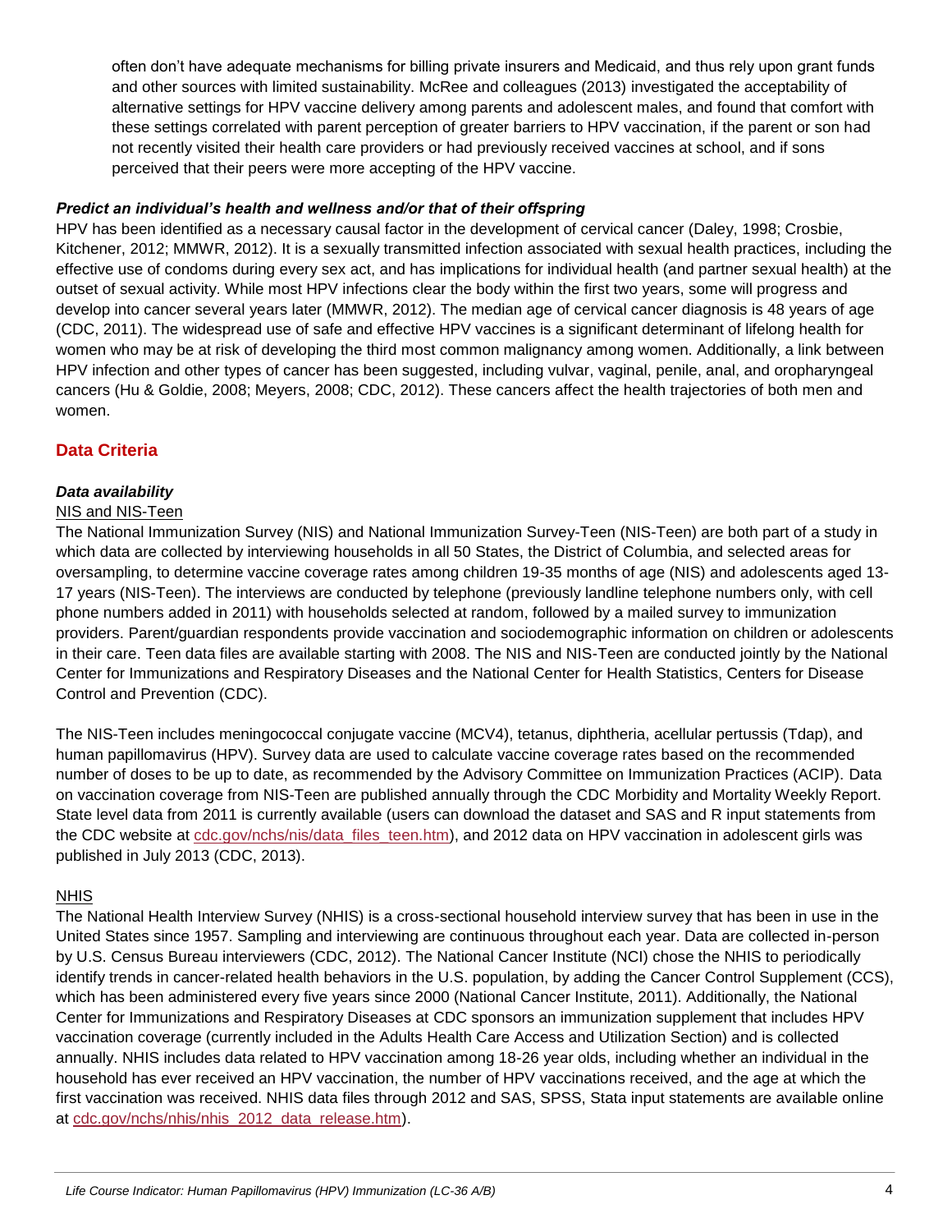often don't have adequate mechanisms for billing private insurers and Medicaid, and thus rely upon grant funds and other sources with limited sustainability. McRee and colleagues (2013) investigated the acceptability of alternative settings for HPV vaccine delivery among parents and adolescent males, and found that comfort with these settings correlated with parent perception of greater barriers to HPV vaccination, if the parent or son had not recently visited their health care providers or had previously received vaccines at school, and if sons perceived that their peers were more accepting of the HPV vaccine.

***Predict an individual's health and wellness and/or that of their offspring***

HPV has been identified as a necessary causal factor in the development of cervical cancer (Daley, 1998; Crosbie, Kitchener, 2012; MMWR, 2012). It is a sexually transmitted infection associated with sexual health practices, including the effective use of condoms during every sex act, and has implications for individual health (and partner sexual health) at the outset of sexual activity. While most HPV infections clear the body within the first two years, some will progress and develop into cancer several years later (MMWR, 2012). The median age of cervical cancer diagnosis is 48 years of age (CDC, 2011). The widespread use of safe and effective HPV vaccines is a significant determinant of lifelong health for women who may be at risk of developing the third most common malignancy among women. Additionally, a link between HPV infection and other types of cancer has been suggested, including vulvar, vaginal, penile, anal, and oropharyngeal cancers (Hu & Goldie, 2008; Meyers, 2008; CDC, 2012). These cancers affect the health trajectories of both men and women.

## Data Criteria

***Data availability***

NIS and NIS-Teen

The National Immunization Survey (NIS) and National Immunization Survey-Teen (NIS-Teen) are both part of a study in which data are collected by interviewing households in all 50 States, the District of Columbia, and selected areas for oversampling, to determine vaccine coverage rates among children 19-35 months of age (NIS) and adolescents aged 13-17 years (NIS-Teen). The interviews are conducted by telephone (previously landline telephone numbers only, with cell phone numbers added in 2011) with households selected at random, followed by a mailed survey to immunization providers. Parent/guardian respondents provide vaccination and sociodemographic information on children or adolescents in their care. Teen data files are available starting with 2008. The NIS and NIS-Teen are conducted jointly by the National Center for Immunizations and Respiratory Diseases and the National Center for Health Statistics, Centers for Disease Control and Prevention (CDC).

The NIS-Teen includes meningococcal conjugate vaccine (MCV4), tetanus, diphtheria, acellular pertussis (Tdap), and human papillomavirus (HPV). Survey data are used to calculate vaccine coverage rates based on the recommended number of doses to be up to date, as recommended by the Advisory Committee on Immunization Practices (ACIP). Data on vaccination coverage from NIS-Teen are published annually through the CDC Morbidity and Mortality Weekly Report. State level data from 2011 is currently available (users can download the dataset and SAS and R input statements from the CDC website at cdc.gov/nchs/nis/data_files_teen.htm), and 2012 data on HPV vaccination in adolescent girls was published in July 2013 (CDC, 2013).

NHIS

The National Health Interview Survey (NHIS) is a cross-sectional household interview survey that has been in use in the United States since 1957. Sampling and interviewing are continuous throughout each year. Data are collected in-person by U.S. Census Bureau interviewers (CDC, 2012). The National Cancer Institute (NCI) chose the NHIS to periodically identify trends in cancer-related health behaviors in the U.S. population, by adding the Cancer Control Supplement (CCS), which has been administered every five years since 2000 (National Cancer Institute, 2011). Additionally, the National Center for Immunizations and Respiratory Diseases at CDC sponsors an immunization supplement that includes HPV vaccination coverage (currently included in the Adults Health Care Access and Utilization Section) and is collected annually. NHIS includes data related to HPV vaccination among 18-26 year olds, including whether an individual in the household has ever received an HPV vaccination, the number of HPV vaccinations received, and the age at which the first vaccination was received. NHIS data files through 2012 and SAS, SPSS, Stata input statements are available online at cdc.gov/nchs/nhis/nhis_2012_data_release.htm).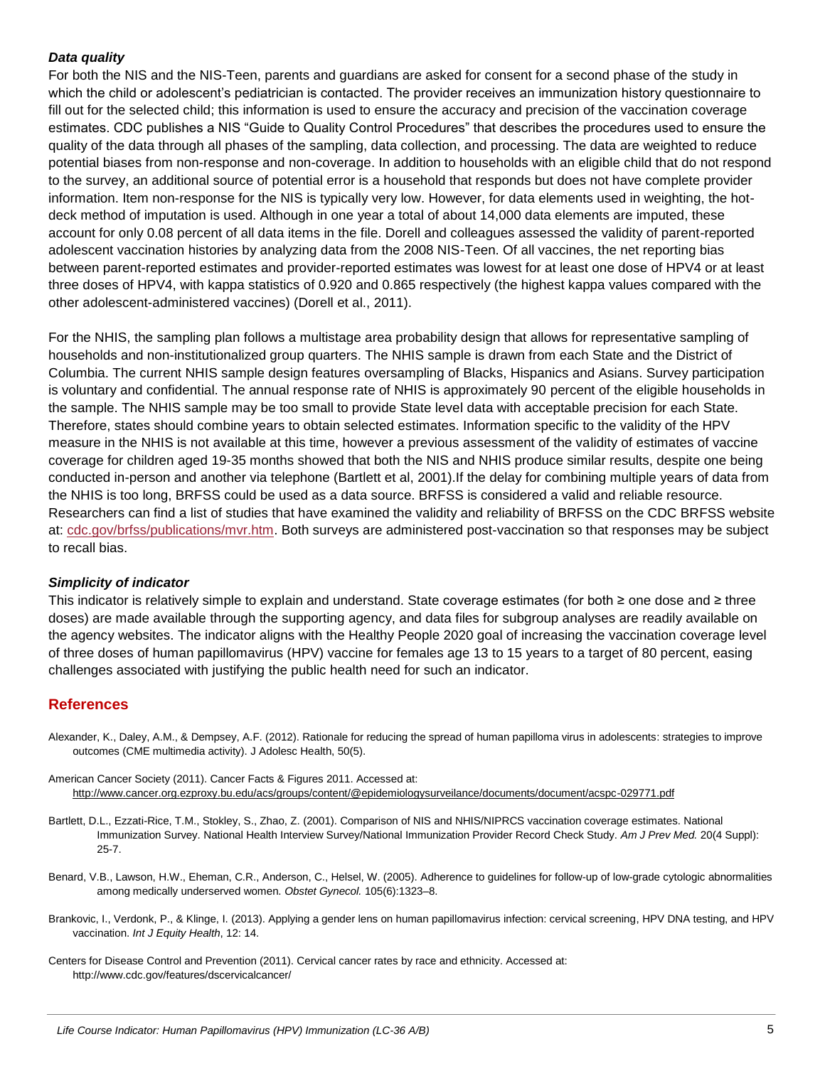### *Data quality*

For both the NIS and the NIS-Teen, parents and guardians are asked for consent for a second phase of the study in which the child or adolescent's pediatrician is contacted. The provider receives an immunization history questionnaire to fill out for the selected child; this information is used to ensure the accuracy and precision of the vaccination coverage estimates. CDC publishes a NIS "Guide to Quality Control Procedures" that describes the procedures used to ensure the quality of the data through all phases of the sampling, data collection, and processing. The data are weighted to reduce potential biases from non-response and non-coverage. In addition to households with an eligible child that do not respond to the survey, an additional source of potential error is a household that responds but does not have complete provider information. Item non-response for the NIS is typically very low. However, for data elements used in weighting, the hot-deck method of imputation is used. Although in one year a total of about 14,000 data elements are imputed, these account for only 0.08 percent of all data items in the file. Dorell and colleagues assessed the validity of parent-reported adolescent vaccination histories by analyzing data from the 2008 NIS-Teen. Of all vaccines, the net reporting bias between parent-reported estimates and provider-reported estimates was lowest for at least one dose of HPV4 or at least three doses of HPV4, with kappa statistics of 0.920 and 0.865 respectively (the highest kappa values compared with the other adolescent-administered vaccines) (Dorell et al., 2011).

For the NHIS, the sampling plan follows a multistage area probability design that allows for representative sampling of households and non-institutionalized group quarters. The NHIS sample is drawn from each State and the District of Columbia. The current NHIS sample design features oversampling of Blacks, Hispanics and Asians. Survey participation is voluntary and confidential. The annual response rate of NHIS is approximately 90 percent of the eligible households in the sample. The NHIS sample may be too small to provide State level data with acceptable precision for each State. Therefore, states should combine years to obtain selected estimates. Information specific to the validity of the HPV measure in the NHIS is not available at this time, however a previous assessment of the validity of estimates of vaccine coverage for children aged 19-35 months showed that both the NIS and NHIS produce similar results, despite one being conducted in-person and another via telephone (Bartlett et al, 2001).If the delay for combining multiple years of data from the NHIS is too long, BRFSS could be used as a data source. BRFSS is considered a valid and reliable resource. Researchers can find a list of studies that have examined the validity and reliability of BRFSS on the CDC BRFSS website at: cdc.gov/brfss/publications/mvr.htm. Both surveys are administered post-vaccination so that responses may be subject to recall bias.

### *Simplicity of indicator*

This indicator is relatively simple to explain and understand. State coverage estimates (for both ≥ one dose and ≥ three doses) are made available through the supporting agency, and data files for subgroup analyses are readily available on the agency websites. The indicator aligns with the Healthy People 2020 goal of increasing the vaccination coverage level of three doses of human papillomavirus (HPV) vaccine for females age 13 to 15 years to a target of 80 percent, easing challenges associated with justifying the public health need for such an indicator.

## References

Alexander, K., Daley, A.M., & Dempsey, A.F. (2012). Rationale for reducing the spread of human papilloma virus in adolescents: strategies to improve outcomes (CME multimedia activity). J Adolesc Health, 50(5).

American Cancer Society (2011). Cancer Facts & Figures 2011. Accessed at: http://www.cancer.org.ezproxy.bu.edu/acs/groups/content/@epidemiologysurveilance/documents/document/acspc-029771.pdf

Bartlett, D.L., Ezzati-Rice, T.M., Stokley, S., Zhao, Z. (2001). Comparison of NIS and NHIS/NIPRCS vaccination coverage estimates. National Immunization Survey. National Health Interview Survey/National Immunization Provider Record Check Study. *Am J Prev Med.* 20(4 Suppl): 25-7.

Benard, V.B., Lawson, H.W., Eheman, C.R., Anderson, C., Helsel, W. (2005). Adherence to guidelines for follow-up of low-grade cytologic abnormalities among medically underserved women. *Obstet Gynecol.* 105(6):1323–8.

Brankovic, I., Verdonk, P., & Klinge, I. (2013). Applying a gender lens on human papillomavirus infection: cervical screening, HPV DNA testing, and HPV vaccination. *Int J Equity Health*, 12: 14.

Centers for Disease Control and Prevention (2011). Cervical cancer rates by race and ethnicity. Accessed at: http://www.cdc.gov/features/dscervicalcancer/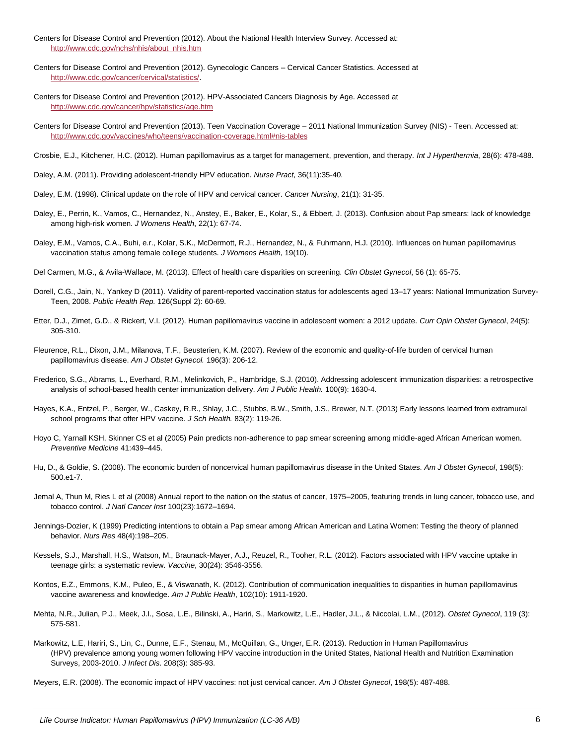Centers for Disease Control and Prevention (2012). About the National Health Interview Survey. Accessed at: http://www.cdc.gov/nchs/nhis/about_nhis.htm

Centers for Disease Control and Prevention (2012). Gynecologic Cancers – Cervical Cancer Statistics. Accessed at http://www.cdc.gov/cancer/cervical/statistics/.

Centers for Disease Control and Prevention (2012). HPV-Associated Cancers Diagnosis by Age. Accessed at http://www.cdc.gov/cancer/hpv/statistics/age.htm

Centers for Disease Control and Prevention (2013). Teen Vaccination Coverage – 2011 National Immunization Survey (NIS) - Teen. Accessed at: http://www.cdc.gov/vaccines/who/teens/vaccination-coverage.html#nis-tables

Crosbie, E.J., Kitchener, H.C. (2012). Human papillomavirus as a target for management, prevention, and therapy. *Int J Hyperthermia*, 28(6): 478-488.

Daley, A.M. (2011). Providing adolescent-friendly HPV education. *Nurse Pract*, 36(11):35-40.

Daley, E.M. (1998). Clinical update on the role of HPV and cervical cancer. *Cancer Nursing*, 21(1): 31-35.

Daley, E., Perrin, K., Vamos, C., Hernandez, N., Anstey, E., Baker, E., Kolar, S., & Ebbert, J. (2013). Confusion about Pap smears: lack of knowledge among high-risk women. *J Womens Health*, 22(1): 67-74.

Daley, E.M., Vamos, C.A., Buhi, e.r., Kolar, S.K., McDermott, R.J., Hernandez, N., & Fuhrmann, H.J. (2010). Influences on human papillomavirus vaccination status among female college students. *J Womens Health*, 19(10).

Del Carmen, M.G., & Avila-Wallace, M. (2013). Effect of health care disparities on screening. *Clin Obstet Gynecol*, 56 (1): 65-75.

Dorell, C.G., Jain, N., Yankey D (2011). Validity of parent-reported vaccination status for adolescents aged 13–17 years: National Immunization Survey-Teen, 2008. *Public Health Rep.* 126(Suppl 2): 60-69.

Etter, D.J., Zimet, G.D., & Rickert, V.I. (2012). Human papillomavirus vaccine in adolescent women: a 2012 update. *Curr Opin Obstet Gynecol*, 24(5): 305-310.

Fleurence, R.L., Dixon, J.M., Milanova, T.F., Beusterien, K.M. (2007). Review of the economic and quality-of-life burden of cervical human papillomavirus disease. *Am J Obstet Gynecol.* 196(3): 206-12.

Frederico, S.G., Abrams, L., Everhard, R.M., Melinkovich, P., Hambridge, S.J. (2010). Addressing adolescent immunization disparities: a retrospective analysis of school-based health center immunization delivery. *Am J Public Health.* 100(9): 1630-4.

Hayes, K.A., Entzel, P., Berger, W., Caskey, R.R., Shlay, J.C., Stubbs, B.W., Smith, J.S., Brewer, N.T. (2013) Early lessons learned from extramural school programs that offer HPV vaccine. *J Sch Health.* 83(2): 119-26.

Hoyo C, Yarnall KSH, Skinner CS et al (2005) Pain predicts non-adherence to pap smear screening among middle-aged African American women. *Preventive Medicine* 41:439–445.

Hu, D., & Goldie, S. (2008). The economic burden of noncervical human papillomavirus disease in the United States. *Am J Obstet Gynecol*, 198(5): 500.e1-7.

Jemal A, Thun M, Ries L et al (2008) Annual report to the nation on the status of cancer, 1975–2005, featuring trends in lung cancer, tobacco use, and tobacco control. *J Natl Cancer Inst* 100(23):1672–1694.

Jennings-Dozier, K (1999) Predicting intentions to obtain a Pap smear among African American and Latina Women: Testing the theory of planned behavior. *Nurs Res* 48(4):198–205.

Kessels, S.J., Marshall, H.S., Watson, M., Braunack-Mayer, A.J., Reuzel, R., Tooher, R.L. (2012). Factors associated with HPV vaccine uptake in teenage girls: a systematic review. *Vaccine*, 30(24): 3546-3556.

Kontos, E.Z., Emmons, K.M., Puleo, E., & Viswanath, K. (2012). Contribution of communication inequalities to disparities in human papillomavirus vaccine awareness and knowledge. *Am J Public Health*, 102(10): 1911-1920.

Mehta, N.R., Julian, P.J., Meek, J.I., Sosa, L.E., Bilinski, A., Hariri, S., Markowitz, L.E., Hadler, J.L., & Niccolai, L.M., (2012). *Obstet Gynecol*, 119 (3): 575-581.

Markowitz, L.E, Hariri, S., Lin, C., Dunne, E.F., Stenau, M., McQuillan, G., Unger, E.R. (2013). Reduction in Human Papillomavirus (HPV) prevalence among young women following HPV vaccine introduction in the United States, National Health and Nutrition Examination Surveys, 2003-2010. *J Infect Dis.* 208(3): 385-93.

Meyers, E.R. (2008). The economic impact of HPV vaccines: not just cervical cancer. *Am J Obstet Gynecol*, 198(5): 487-488.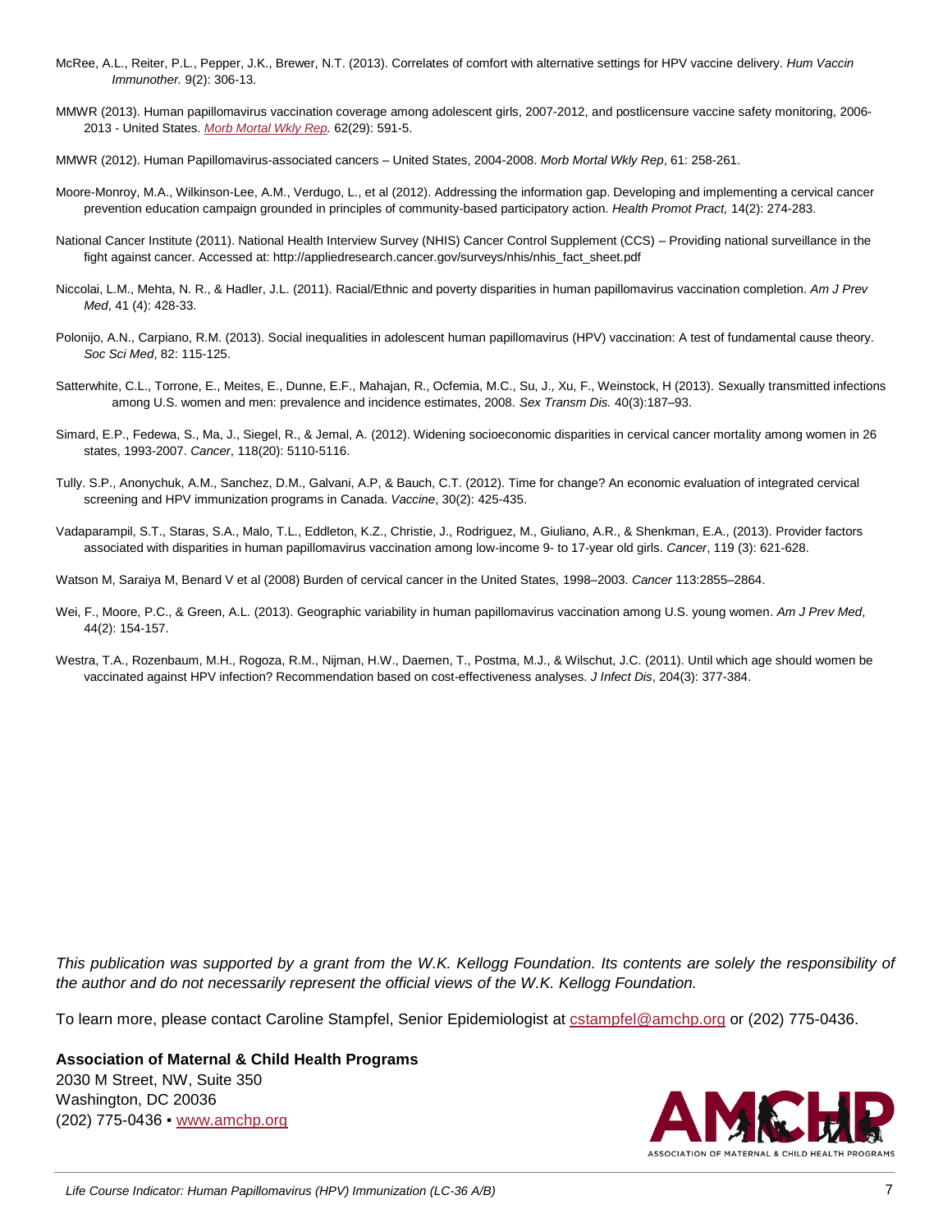McRee, A.L., Reiter, P.L., Pepper, J.K., Brewer, N.T. (2013). Correlates of comfort with alternative settings for HPV vaccine delivery. *Hum Vaccin Immunother.* 9(2): 306-13.

MMWR (2013). Human papillomavirus vaccination coverage among adolescent girls, 2007-2012, and postlicensure vaccine safety monitoring, 2006-2013 - United States. *Morb Mortal Wkly Rep.* 62(29): 591-5.

MMWR (2012). Human Papillomavirus-associated cancers – United States, 2004-2008. *Morb Mortal Wkly Rep*, 61: 258-261.

Moore-Monroy, M.A., Wilkinson-Lee, A.M., Verdugo, L., et al (2012). Addressing the information gap. Developing and implementing a cervical cancer prevention education campaign grounded in principles of community-based participatory action. *Health Promot Pract,* 14(2): 274-283.

National Cancer Institute (2011). National Health Interview Survey (NHIS) Cancer Control Supplement (CCS) – Providing national surveillance in the fight against cancer. Accessed at: http://appliedresearch.cancer.gov/surveys/nhis/nhis_fact_sheet.pdf

Niccolai, L.M., Mehta, N. R., & Hadler, J.L. (2011). Racial/Ethnic and poverty disparities in human papillomavirus vaccination completion. *Am J Prev Med*, 41 (4): 428-33.

Polonijo, A.N., Carpiano, R.M. (2013). Social inequalities in adolescent human papillomavirus (HPV) vaccination: A test of fundamental cause theory. *Soc Sci Med*, 82: 115-125.

Satterwhite, C.L., Torrone, E., Meites, E., Dunne, E.F., Mahajan, R., Ocfemia, M.C., Su, J., Xu, F., Weinstock, H (2013). Sexually transmitted infections among U.S. women and men: prevalence and incidence estimates, 2008. *Sex Transm Dis.* 40(3):187–93.

Simard, E.P., Fedewa, S., Ma, J., Siegel, R., & Jemal, A. (2012). Widening socioeconomic disparities in cervical cancer mortality among women in 26 states, 1993-2007. *Cancer*, 118(20): 5110-5116.

Tully. S.P., Anonychuk, A.M., Sanchez, D.M., Galvani, A.P, & Bauch, C.T. (2012). Time for change? An economic evaluation of integrated cervical screening and HPV immunization programs in Canada. *Vaccine*, 30(2): 425-435.

Vadaparampil, S.T., Staras, S.A., Malo, T.L., Eddleton, K.Z., Christie, J., Rodriguez, M., Giuliano, A.R., & Shenkman, E.A., (2013). Provider factors associated with disparities in human papillomavirus vaccination among low-income 9- to 17-year old girls. *Cancer*, 119 (3): 621-628.

Watson M, Saraiya M, Benard V et al (2008) Burden of cervical cancer in the United States, 1998–2003. *Cancer* 113:2855–2864.

Wei, F., Moore, P.C., & Green, A.L. (2013). Geographic variability in human papillomavirus vaccination among U.S. young women. *Am J Prev Med*, 44(2): 154-157.

Westra, T.A., Rozenbaum, M.H., Rogoza, R.M., Nijman, H.W., Daemen, T., Postma, M.J., & Wilschut, J.C. (2011). Until which age should women be vaccinated against HPV infection? Recommendation based on cost-effectiveness analyses. *J Infect Dis*, 204(3): 377-384.

*This publication was supported by a grant from the W.K. Kellogg Foundation. Its contents are solely the responsibility of the author and do not necessarily represent the official views of the W.K. Kellogg Foundation.*

To learn more, please contact Caroline Stampfel, Senior Epidemiologist at cstampfel@amchp.org or (202) 775-0436.

**Association of Maternal & Child Health Programs**
2030 M Street, NW, Suite 350
Washington, DC 20036
(202) 775-0436 ▪ www.amchp.org

AMCHP
ASSOCIATION OF MATERNAL & CHILD HEALTH PROGRAMS